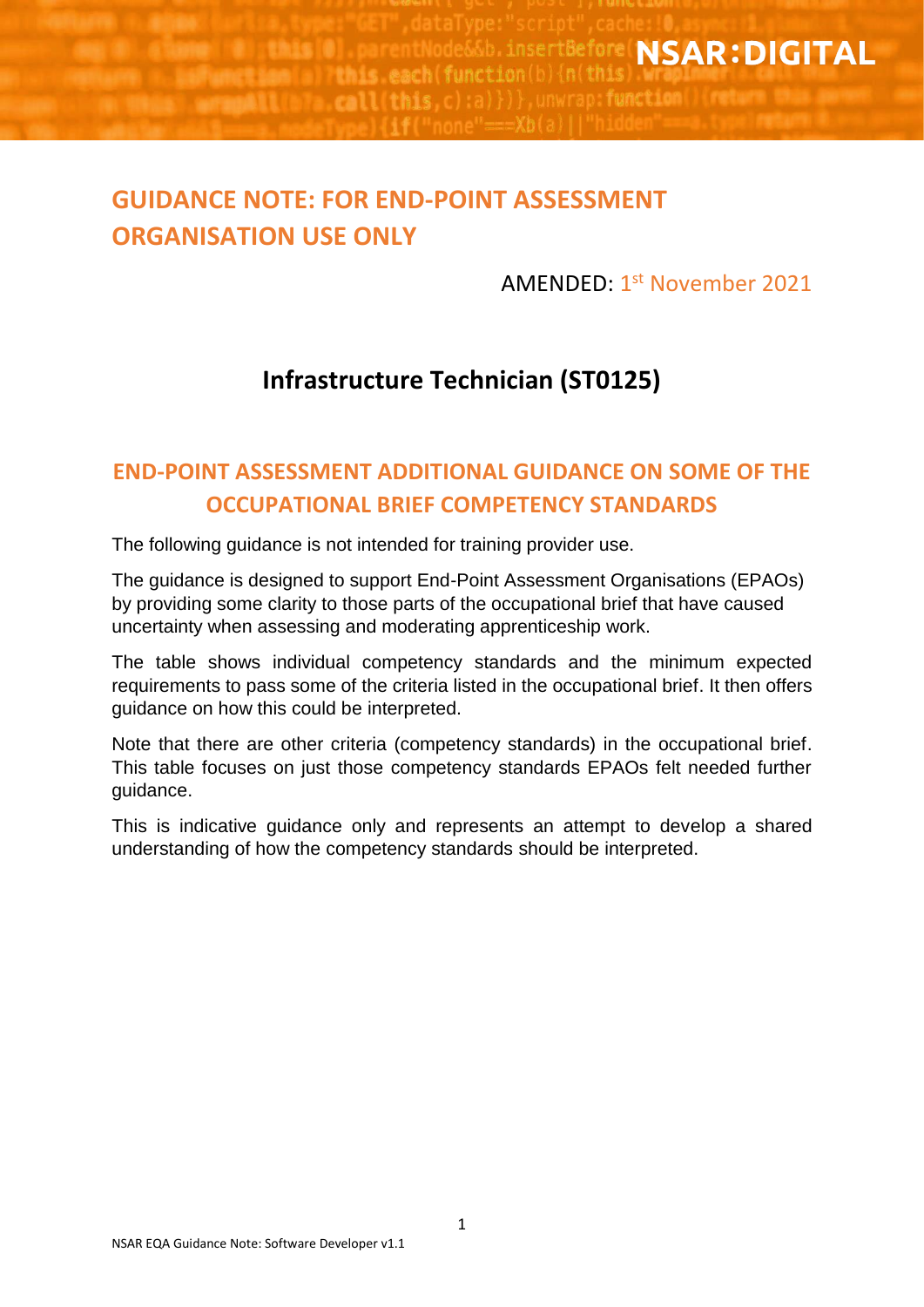NSAR:DIGITAL

# GUIDANCE NOTE: FOR END-POINT ASSESSMENT ORGANISATION USE ONLY

AMENDED: 1st November 2021

## Infrastructure Technician (ST0125)

## END-POINT ASSESSMENT ADDITIONAL GUIDANCE ON SOME OF THE OCCUPATIONAL BRIEF COMPETENCY STANDARDS

The following guidance is not intended for training provider use.

The guidance is designed to support End-Point Assessment Organisations (EPAOs) by providing some clarity to those parts of the occupational brief that have caused uncertainty when assessing and moderating apprenticeship work.

The table shows individual competency standards and the minimum expected requirements to pass some of the criteria listed in the occupational brief. It then offers guidance on how this could be interpreted.

Note that there are other criteria (competency standards) in the occupational brief. This table focuses on just those competency standards EPAOs felt needed further guidance.

This is indicative guidance only and represents an attempt to develop a shared understanding of how the competency standards should be interpreted.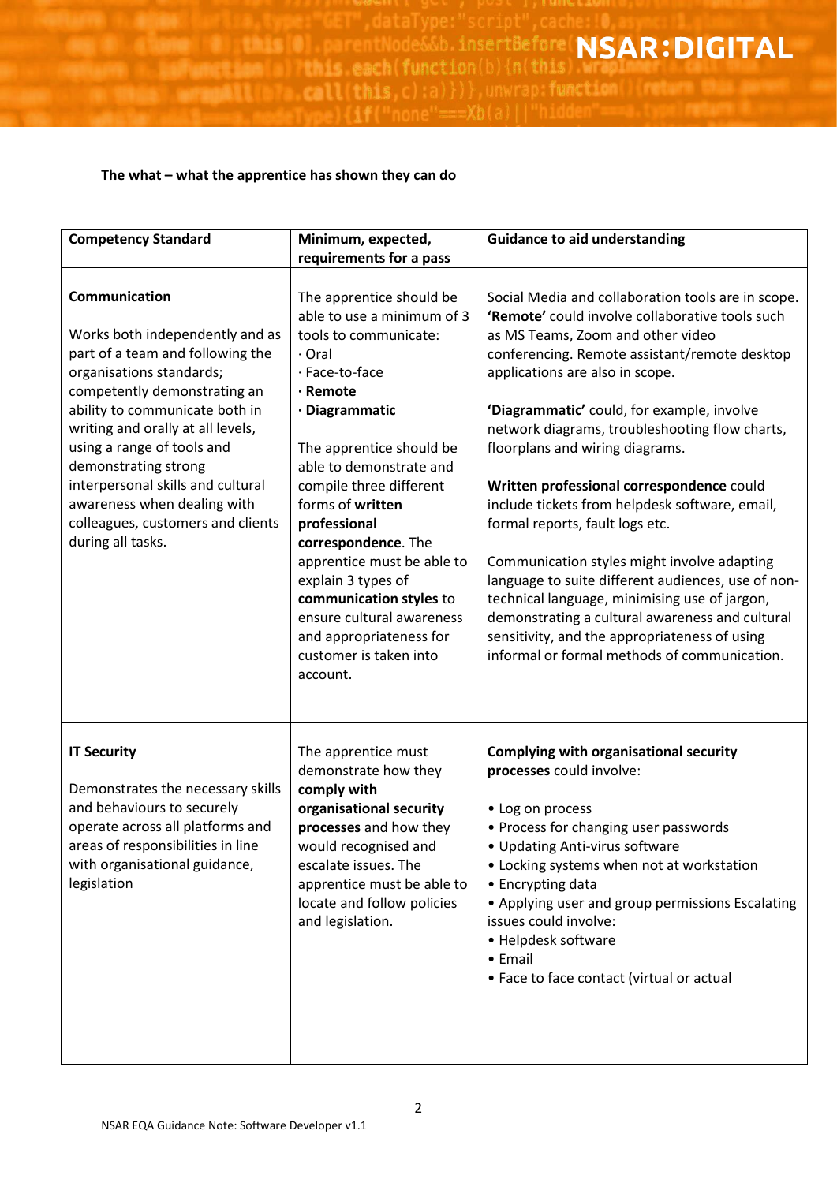**The what – what the apprentice has shown they can do**

| Competency Standard | Minimum, expected, requirements for a pass | Guidance to aid understanding |
|---|---|---|
| **Communication**<br><br>Works both independently and as part of a team and following the organisations standards; competently demonstrating an ability to communicate both in writing and orally at all levels, using a range of tools and demonstrating strong interpersonal skills and cultural awareness when dealing with colleagues, customers and clients during all tasks. | The apprentice should be able to use a minimum of 3 tools to communicate:<br>· Oral<br>· Face-to-face<br>· **Remote**<br>· **Diagrammatic**<br><br>The apprentice should be able to demonstrate and compile three different forms of **written professional correspondence**. The apprentice must be able to explain 3 types of **communication styles** to ensure cultural awareness and appropriateness for customer is taken into account. | Social Media and collaboration tools are in scope. **'Remote'** could involve collaborative tools such as MS Teams, Zoom and other video conferencing. Remote assistant/remote desktop applications are also in scope.<br><br>**'Diagrammatic'** could, for example, involve network diagrams, troubleshooting flow charts, floorplans and wiring diagrams.<br><br>**Written professional correspondence** could include tickets from helpdesk software, email, formal reports, fault logs etc.<br><br>Communication styles might involve adapting language to suite different audiences, use of non-technical language, minimising use of jargon, demonstrating a cultural awareness and cultural sensitivity, and the appropriateness of using informal or formal methods of communication. |
| **IT Security**<br><br>Demonstrates the necessary skills and behaviours to securely operate across all platforms and areas of responsibilities in line with organisational guidance, legislation | The apprentice must demonstrate how they **comply with organisational security processes** and how they would recognised and escalate issues. The apprentice must be able to locate and follow policies and legislation. | **Complying with organisational security processes** could involve:<br><br>• Log on process<br>• Process for changing user passwords<br>• Updating Anti-virus software<br>• Locking systems when not at workstation<br>• Encrypting data<br>• Applying user and group permissions Escalating issues could involve:<br>• Helpdesk software<br>• Email<br>• Face to face contact (virtual or actual |

NSAR EQA Guidance Note: Software Developer v1.1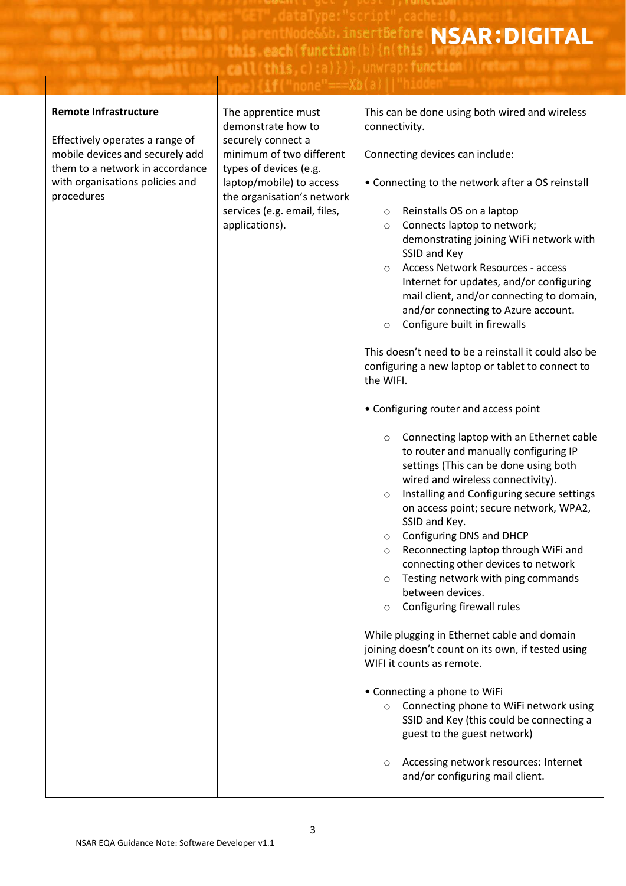| | | |
|---|---|---|
| **Remote Infrastructure**<br><br>Effectively operates a range of mobile devices and securely add them to a network in accordance with organisations policies and procedures | The apprentice must demonstrate how to securely connect a minimum of two different types of devices (e.g. laptop/mobile) to access the organisation's network services (e.g. email, files, applications). | This can be done using both wired and wireless connectivity.<br><br>Connecting devices can include:<br><br>• Connecting to the network after a OS reinstall<br><br>○ Reinstalls OS on a laptop<br>○ Connects laptop to network; demonstrating joining WiFi network with SSID and Key<br>○ Access Network Resources - access Internet for updates, and/or configuring mail client, and/or connecting to domain, and/or connecting to Azure account.<br>○ Configure built in firewalls<br><br>This doesn't need to be a reinstall it could also be configuring a new laptop or tablet to connect to the WIFI.<br><br>• Configuring router and access point<br><br>○ Connecting laptop with an Ethernet cable to router and manually configuring IP settings (This can be done using both wired and wireless connectivity).<br>○ Installing and Configuring secure settings on access point; secure network, WPA2, SSID and Key.<br>○ Configuring DNS and DHCP<br>○ Reconnecting laptop through WiFi and connecting other devices to network<br>○ Testing network with ping commands between devices.<br>○ Configuring firewall rules<br><br>While plugging in Ethernet cable and domain joining doesn't count on its own, if tested using WIFI it counts as remote.<br><br>• Connecting a phone to WiFi<br>○ Connecting phone to WiFi network using SSID and Key (this could be connecting a guest to the guest network)<br><br>○ Accessing network resources: Internet and/or configuring mail client. |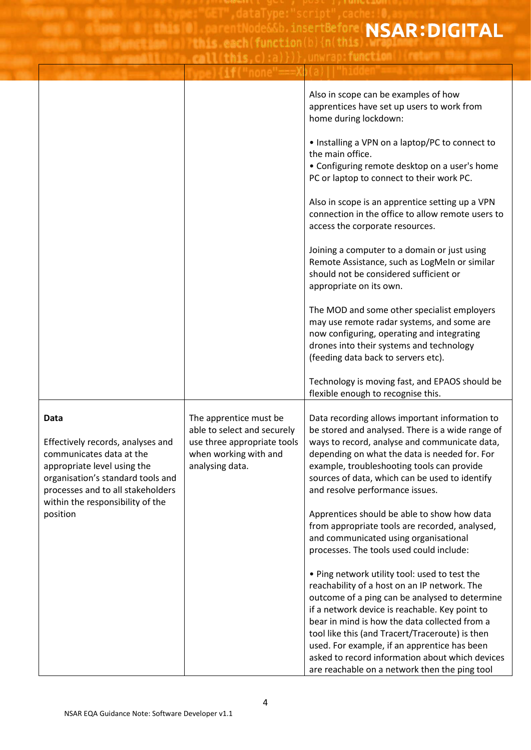| | | |
|---|---|---|
| | | Also in scope can be examples of how apprentices have set up users to work from home during lockdown:<br><br>• Installing a VPN on a laptop/PC to connect to the main office.<br>• Configuring remote desktop on a user's home PC or laptop to connect to their work PC.<br><br>Also in scope is an apprentice setting up a VPN connection in the office to allow remote users to access the corporate resources.<br><br>Joining a computer to a domain or just using Remote Assistance, such as LogMeIn or similar should not be considered sufficient or appropriate on its own.<br><br>The MOD and some other specialist employers may use remote radar systems, and some are now configuring, operating and integrating drones into their systems and technology (feeding data back to servers etc).<br><br>Technology is moving fast, and EPAOS should be flexible enough to recognise this. |
| **Data**<br><br>Effectively records, analyses and communicates data at the appropriate level using the organisation's standard tools and processes and to all stakeholders within the responsibility of the position | The apprentice must be able to select and securely use three appropriate tools when working with and analysing data. | Data recording allows important information to be stored and analysed. There is a wide range of ways to record, analyse and communicate data, depending on what the data is needed for. For example, troubleshooting tools can provide sources of data, which can be used to identify and resolve performance issues.<br><br>Apprentices should be able to show how data from appropriate tools are recorded, analysed, and communicated using organisational processes. The tools used could include:<br><br>• Ping network utility tool: used to test the reachability of a host on an IP network. The outcome of a ping can be analysed to determine if a network device is reachable. Key point to bear in mind is how the data collected from a tool like this (and Tracert/Traceroute) is then used. For example, if an apprentice has been asked to record information about which devices are reachable on a network then the ping tool |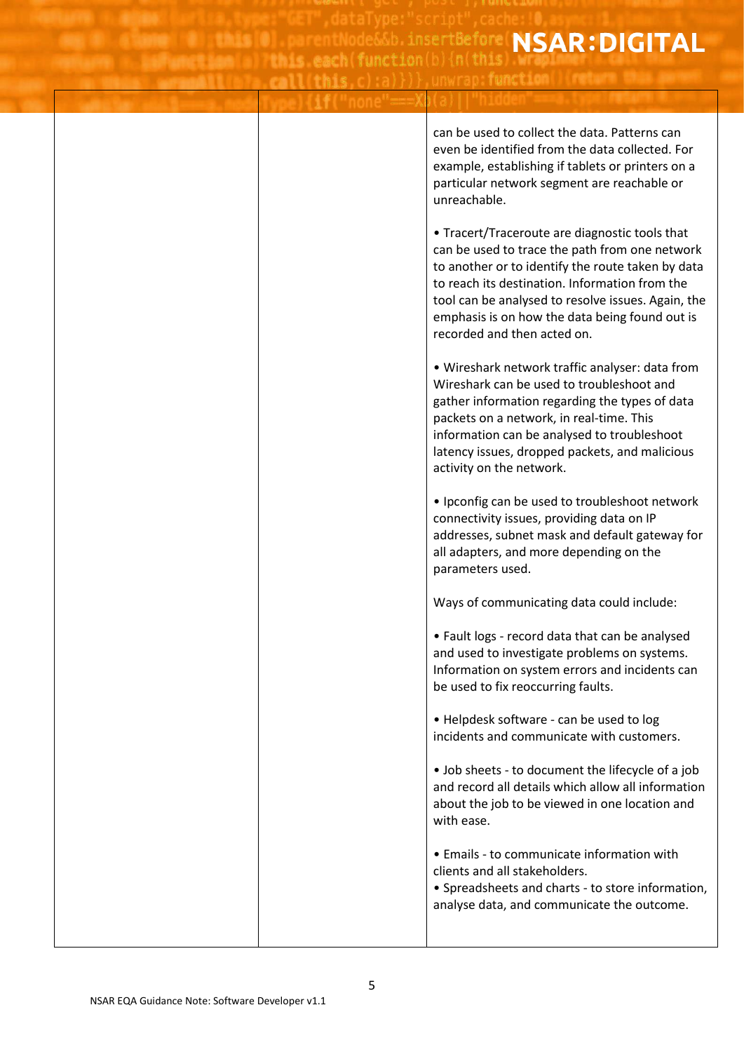| | | |
|---|---|---|
| | | can be used to collect the data. Patterns can even be identified from the data collected. For example, establishing if tablets or printers on a particular network segment are reachable or unreachable.<br><br>• Tracert/Traceroute are diagnostic tools that can be used to trace the path from one network to another or to identify the route taken by data to reach its destination. Information from the tool can be analysed to resolve issues. Again, the emphasis is on how the data being found out is recorded and then acted on.<br><br>• Wireshark network traffic analyser: data from Wireshark can be used to troubleshoot and gather information regarding the types of data packets on a network, in real-time. This information can be analysed to troubleshoot latency issues, dropped packets, and malicious activity on the network.<br><br>• Ipconfig can be used to troubleshoot network connectivity issues, providing data on IP addresses, subnet mask and default gateway for all adapters, and more depending on the parameters used.<br><br>Ways of communicating data could include:<br><br>• Fault logs - record data that can be analysed and used to investigate problems on systems. Information on system errors and incidents can be used to fix reoccurring faults.<br><br>• Helpdesk software - can be used to log incidents and communicate with customers.<br><br>• Job sheets - to document the lifecycle of a job and record all details which allow all information about the job to be viewed in one location and with ease.<br><br>• Emails - to communicate information with clients and all stakeholders.<br>• Spreadsheets and charts - to store information, analyse data, and communicate the outcome. |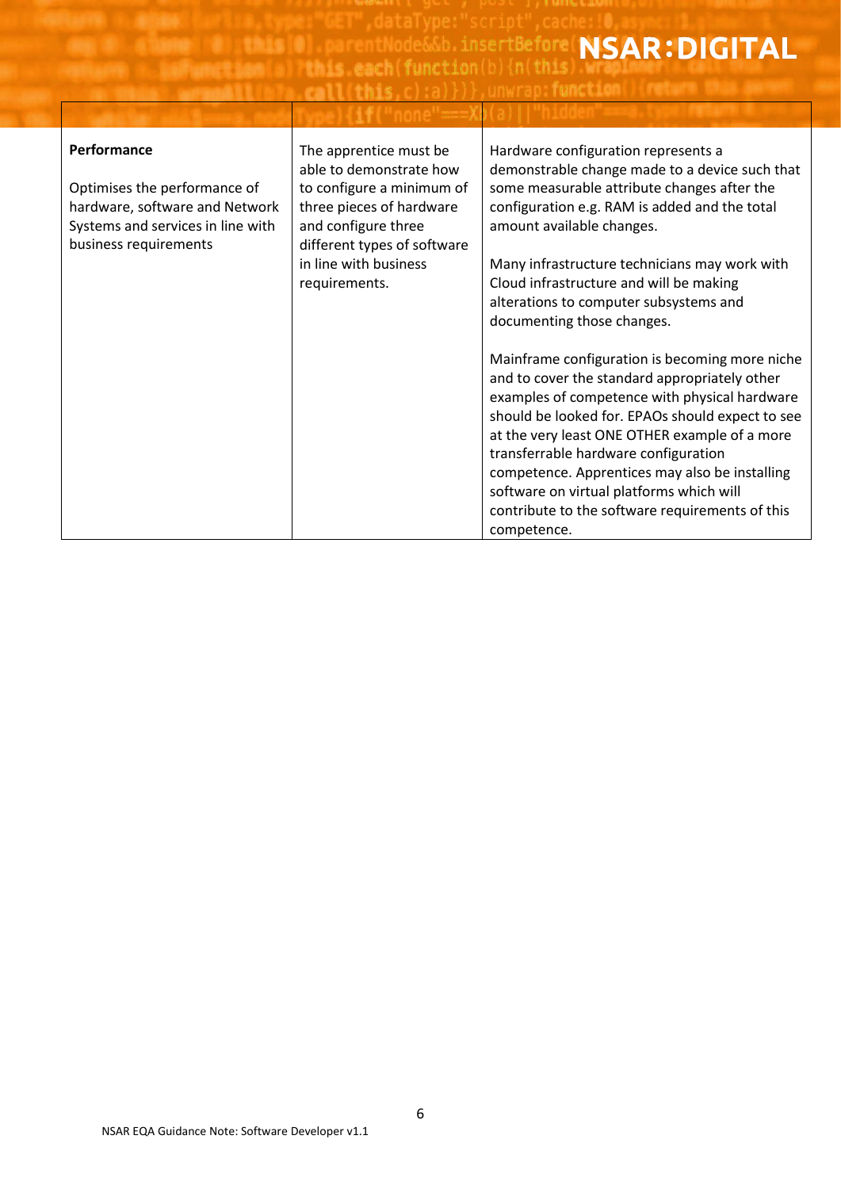| | | |
|---|---|---|
| **Performance**<br><br>Optimises the performance of hardware, software and Network Systems and services in line with business requirements | The apprentice must be able to demonstrate how to configure a minimum of three pieces of hardware and configure three different types of software in line with business requirements. | Hardware configuration represents a demonstrable change made to a device such that some measurable attribute changes after the configuration e.g. RAM is added and the total amount available changes.<br><br>Many infrastructure technicians may work with Cloud infrastructure and will be making alterations to computer subsystems and documenting those changes.<br><br>Mainframe configuration is becoming more niche and to cover the standard appropriately other examples of competence with physical hardware should be looked for. EPAOs should expect to see at the very least ONE OTHER example of a more transferrable hardware configuration competence. Apprentices may also be installing software on virtual platforms which will contribute to the software requirements of this competence. |